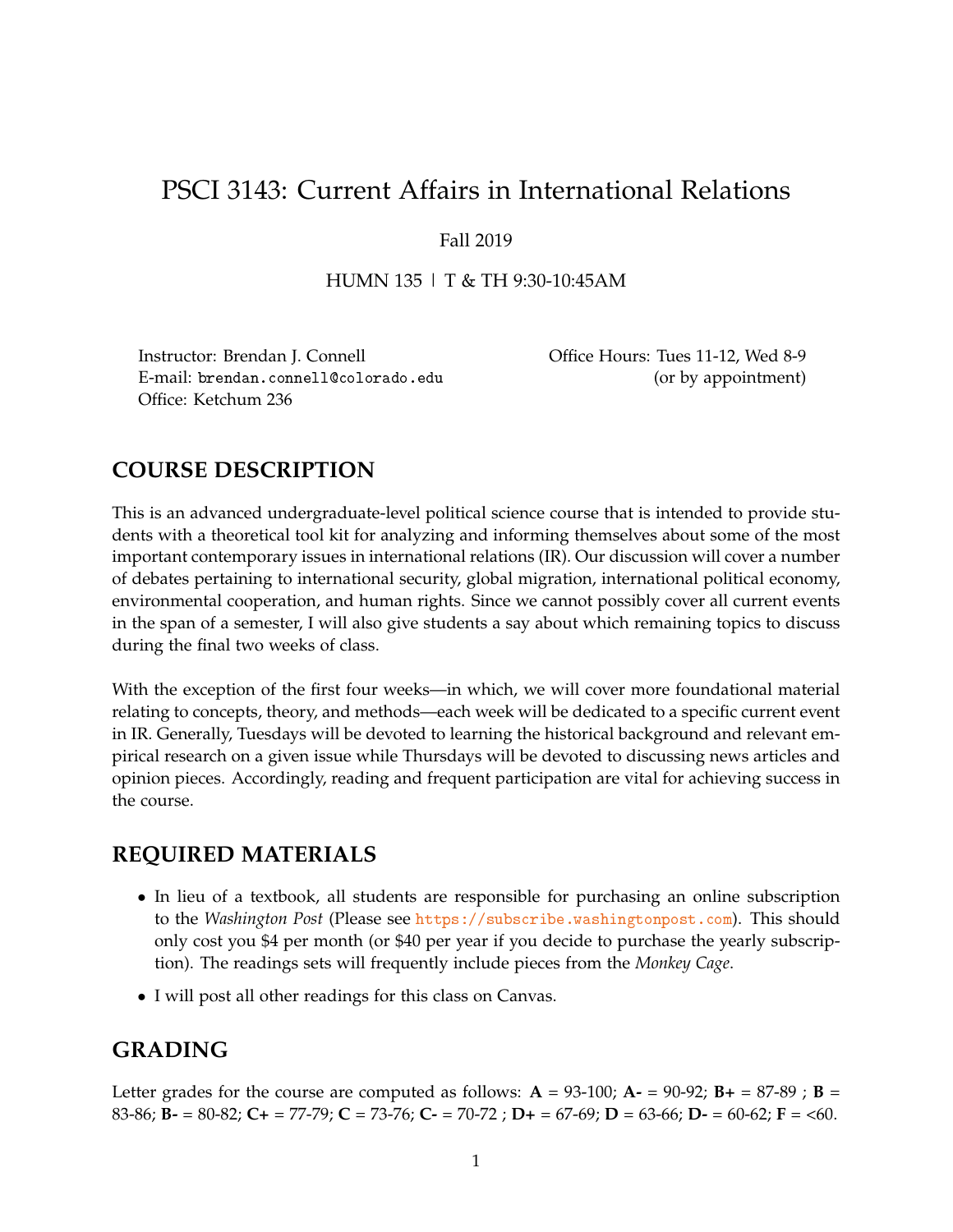# PSCI 3143: Current Affairs in International Relations

Fall 2019

HUMN 135 | T & TH 9:30-10:45AM

Instructor: Brendan J. Connell
E-mail: brendan.connell@colorado.edu
Office: Ketchum 236

Office Hours: Tues 11-12, Wed 8-9
(or by appointment)

## COURSE DESCRIPTION

This is an advanced undergraduate-level political science course that is intended to provide students with a theoretical tool kit for analyzing and informing themselves about some of the most important contemporary issues in international relations (IR). Our discussion will cover a number of debates pertaining to international security, global migration, international political economy, environmental cooperation, and human rights. Since we cannot possibly cover all current events in the span of a semester, I will also give students a say about which remaining topics to discuss during the final two weeks of class.

With the exception of the first four weeks—in which, we will cover more foundational material relating to concepts, theory, and methods—each week will be dedicated to a specific current event in IR. Generally, Tuesdays will be devoted to learning the historical background and relevant empirical research on a given issue while Thursdays will be devoted to discussing news articles and opinion pieces. Accordingly, reading and frequent participation are vital for achieving success in the course.

## REQUIRED MATERIALS

- In lieu of a textbook, all students are responsible for purchasing an online subscription to the *Washington Post* (Please see https://subscribe.washingtonpost.com). This should only cost you $4 per month (or $40 per year if you decide to purchase the yearly subscription). The readings sets will frequently include pieces from the *Monkey Cage*.
- I will post all other readings for this class on Canvas.

## GRADING

Letter grades for the course are computed as follows: **A** = 93-100; **A-** = 90-92; **B+** = 87-89 ; **B** = 83-86; **B-** = 80-82; **C+** = 77-79; **C** = 73-76; **C-** = 70-72 ; **D+** = 67-69; **D** = 63-66; **D-** = 60-62; **F** = <60.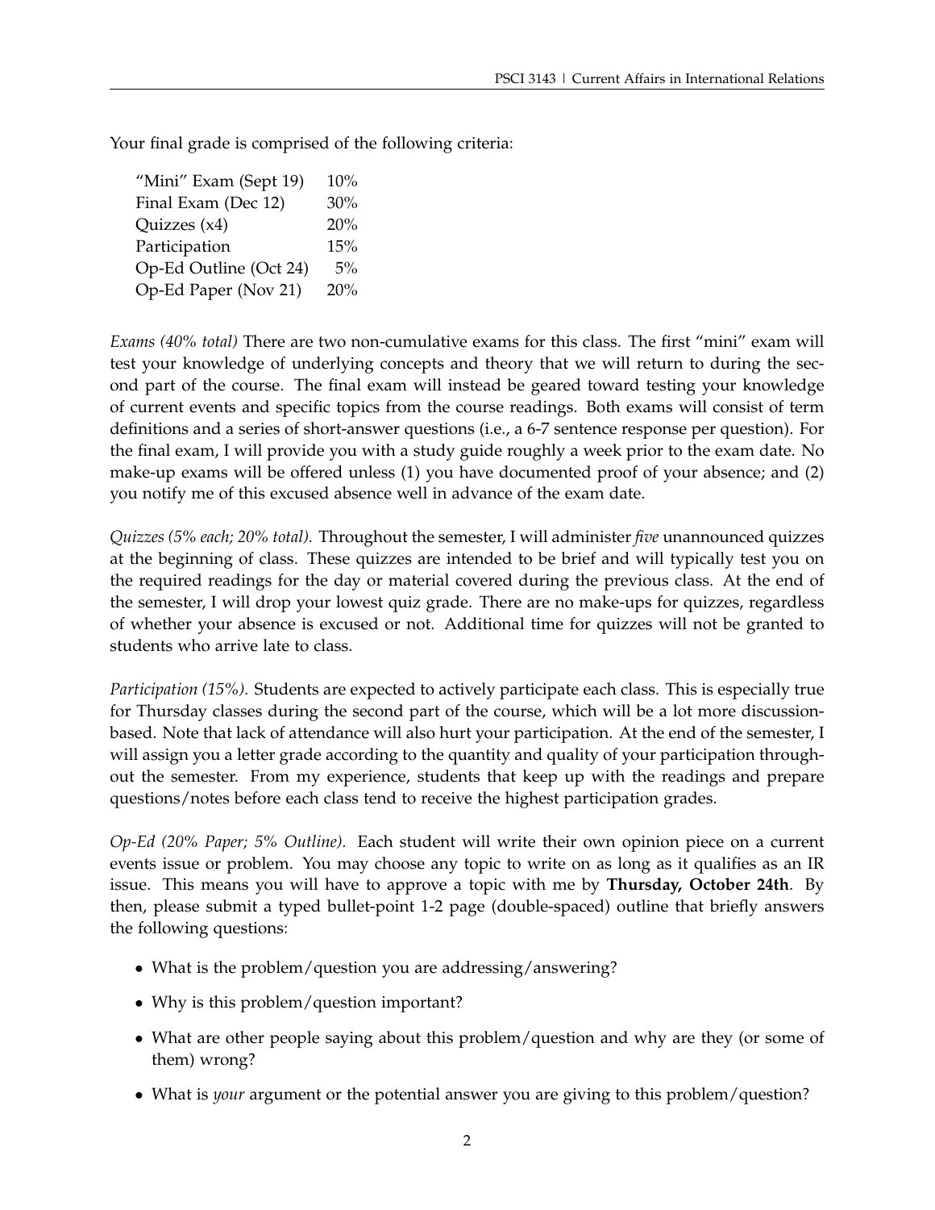Your final grade is comprised of the following criteria:

| | |
|---|---|
| "Mini" Exam (Sept 19) | 10% |
| Final Exam (Dec 12) | 30% |
| Quizzes (x4) | 20% |
| Participation | 15% |
| Op-Ed Outline (Oct 24) | 5% |
| Op-Ed Paper (Nov 21) | 20% |

*Exams (40% total)* There are two non-cumulative exams for this class. The first "mini" exam will test your knowledge of underlying concepts and theory that we will return to during the second part of the course. The final exam will instead be geared toward testing your knowledge of current events and specific topics from the course readings. Both exams will consist of term definitions and a series of short-answer questions (i.e., a 6-7 sentence response per question). For the final exam, I will provide you with a study guide roughly a week prior to the exam date. No make-up exams will be offered unless (1) you have documented proof of your absence; and (2) you notify me of this excused absence well in advance of the exam date.

*Quizzes (5% each; 20% total).* Throughout the semester, I will administer *five* unannounced quizzes at the beginning of class. These quizzes are intended to be brief and will typically test you on the required readings for the day or material covered during the previous class. At the end of the semester, I will drop your lowest quiz grade. There are no make-ups for quizzes, regardless of whether your absence is excused or not. Additional time for quizzes will not be granted to students who arrive late to class.

*Participation (15%).* Students are expected to actively participate each class. This is especially true for Thursday classes during the second part of the course, which will be a lot more discussion-based. Note that lack of attendance will also hurt your participation. At the end of the semester, I will assign you a letter grade according to the quantity and quality of your participation throughout the semester. From my experience, students that keep up with the readings and prepare questions/notes before each class tend to receive the highest participation grades.

*Op-Ed (20% Paper; 5% Outline).* Each student will write their own opinion piece on a current events issue or problem. You may choose any topic to write on as long as it qualifies as an IR issue. This means you will have to approve a topic with me by **Thursday, October 24th**. By then, please submit a typed bullet-point 1-2 page (double-spaced) outline that briefly answers the following questions:

- What is the problem/question you are addressing/answering?
- Why is this problem/question important?
- What are other people saying about this problem/question and why are they (or some of them) wrong?
- What is *your* argument or the potential answer you are giving to this problem/question?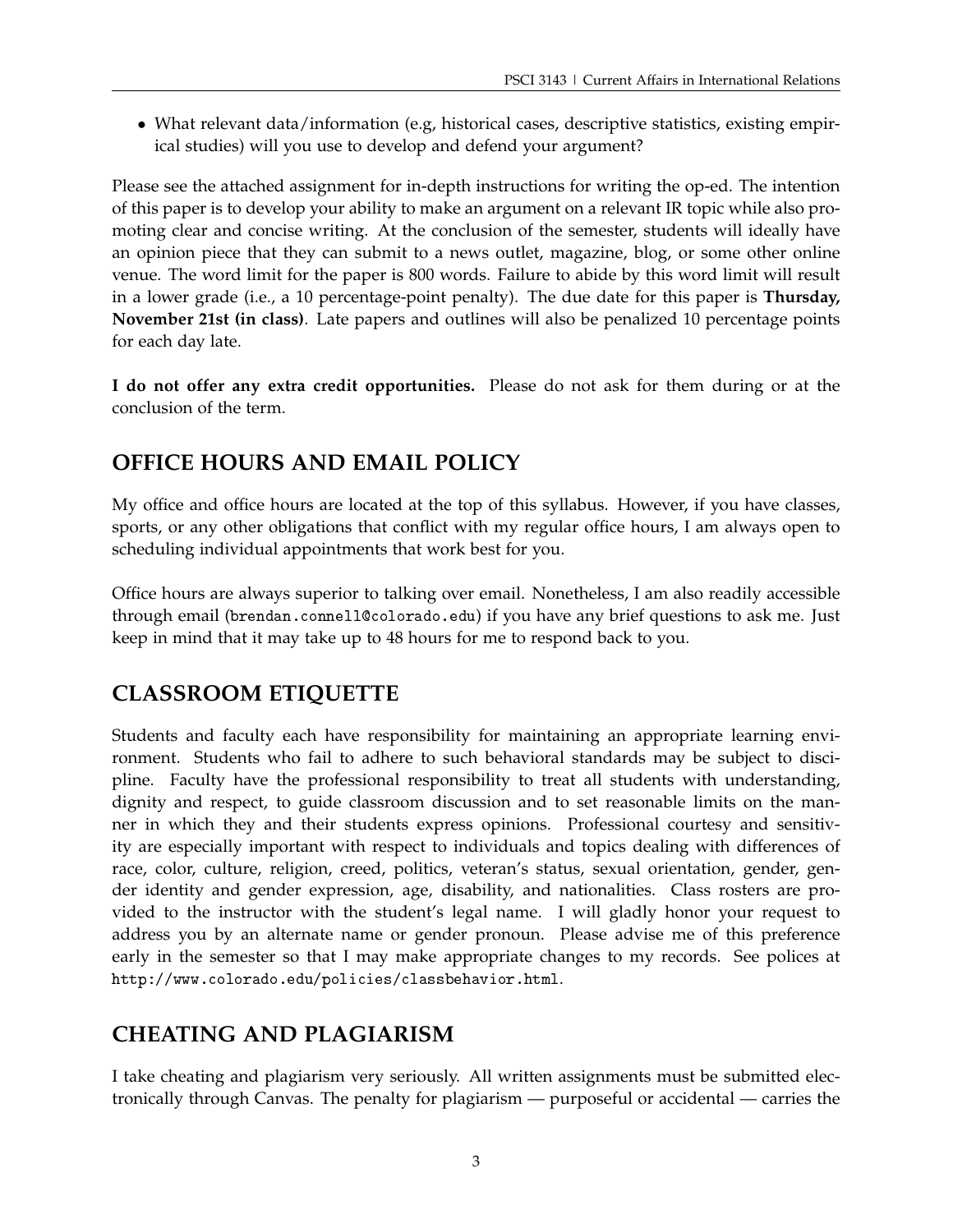- What relevant data/information (e.g, historical cases, descriptive statistics, existing empirical studies) will you use to develop and defend your argument?

Please see the attached assignment for in-depth instructions for writing the op-ed. The intention of this paper is to develop your ability to make an argument on a relevant IR topic while also promoting clear and concise writing. At the conclusion of the semester, students will ideally have an opinion piece that they can submit to a news outlet, magazine, blog, or some other online venue. The word limit for the paper is 800 words. Failure to abide by this word limit will result in a lower grade (i.e., a 10 percentage-point penalty). The due date for this paper is **Thursday, November 21st (in class)**. Late papers and outlines will also be penalized 10 percentage points for each day late.

**I do not offer any extra credit opportunities.** Please do not ask for them during or at the conclusion of the term.

## OFFICE HOURS AND EMAIL POLICY

My office and office hours are located at the top of this syllabus. However, if you have classes, sports, or any other obligations that conflict with my regular office hours, I am always open to scheduling individual appointments that work best for you.

Office hours are always superior to talking over email. Nonetheless, I am also readily accessible through email (brendan.connell@colorado.edu) if you have any brief questions to ask me. Just keep in mind that it may take up to 48 hours for me to respond back to you.

## CLASSROOM ETIQUETTE

Students and faculty each have responsibility for maintaining an appropriate learning environment. Students who fail to adhere to such behavioral standards may be subject to discipline. Faculty have the professional responsibility to treat all students with understanding, dignity and respect, to guide classroom discussion and to set reasonable limits on the manner in which they and their students express opinions. Professional courtesy and sensitivity are especially important with respect to individuals and topics dealing with differences of race, color, culture, religion, creed, politics, veteran's status, sexual orientation, gender, gender identity and gender expression, age, disability, and nationalities. Class rosters are provided to the instructor with the student's legal name. I will gladly honor your request to address you by an alternate name or gender pronoun. Please advise me of this preference early in the semester so that I may make appropriate changes to my records. See polices at http://www.colorado.edu/policies/classbehavior.html.

## CHEATING AND PLAGIARISM

I take cheating and plagiarism very seriously. All written assignments must be submitted electronically through Canvas. The penalty for plagiarism — purposeful or accidental — carries the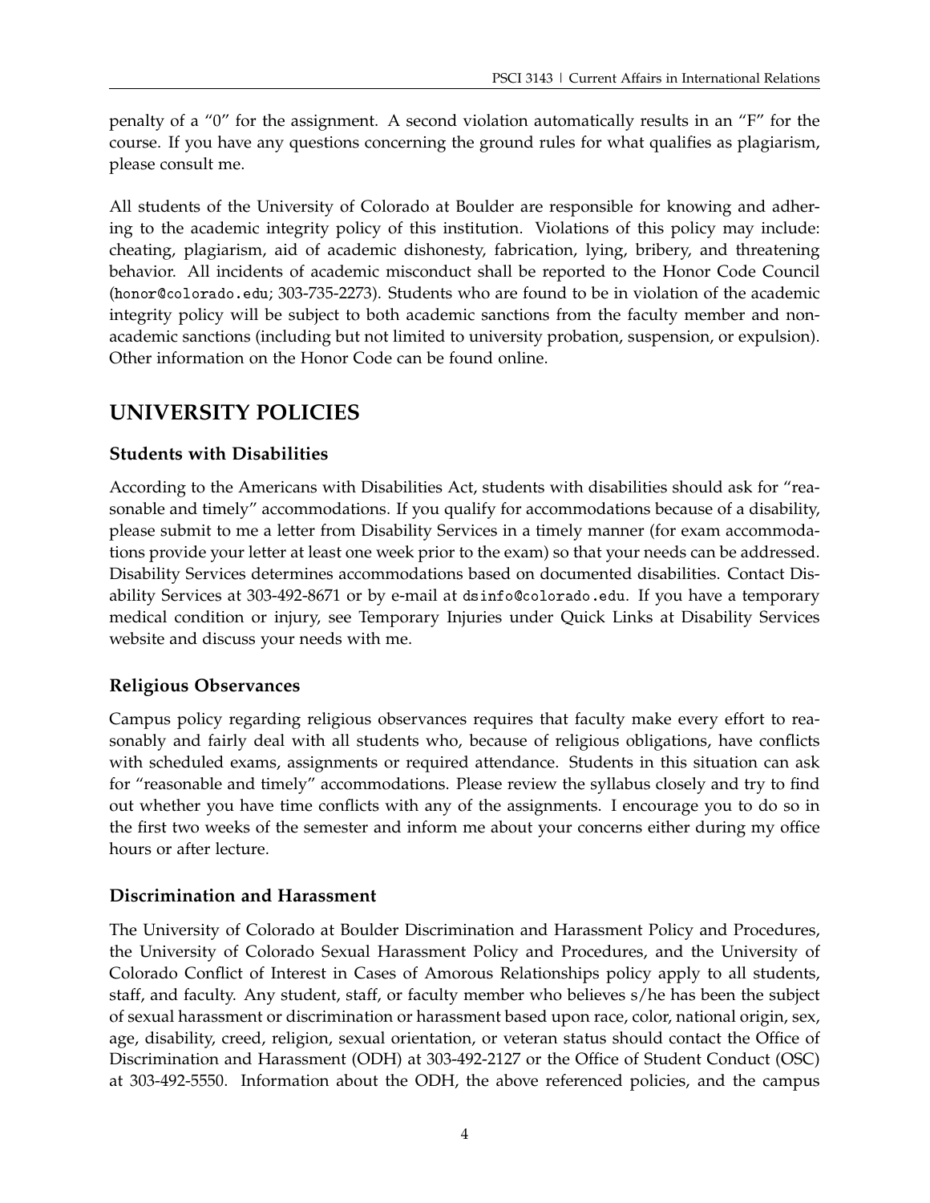penalty of a "0" for the assignment. A second violation automatically results in an "F" for the course. If you have any questions concerning the ground rules for what qualifies as plagiarism, please consult me.

All students of the University of Colorado at Boulder are responsible for knowing and adhering to the academic integrity policy of this institution. Violations of this policy may include: cheating, plagiarism, aid of academic dishonesty, fabrication, lying, bribery, and threatening behavior. All incidents of academic misconduct shall be reported to the Honor Code Council (honor@colorado.edu; 303-735-2273). Students who are found to be in violation of the academic integrity policy will be subject to both academic sanctions from the faculty member and non-academic sanctions (including but not limited to university probation, suspension, or expulsion). Other information on the Honor Code can be found online.

## UNIVERSITY POLICIES

### Students with Disabilities

According to the Americans with Disabilities Act, students with disabilities should ask for "reasonable and timely" accommodations. If you qualify for accommodations because of a disability, please submit to me a letter from Disability Services in a timely manner (for exam accommodations provide your letter at least one week prior to the exam) so that your needs can be addressed. Disability Services determines accommodations based on documented disabilities. Contact Disability Services at 303-492-8671 or by e-mail at dsinfo@colorado.edu. If you have a temporary medical condition or injury, see Temporary Injuries under Quick Links at Disability Services website and discuss your needs with me.

### Religious Observances

Campus policy regarding religious observances requires that faculty make every effort to reasonably and fairly deal with all students who, because of religious obligations, have conflicts with scheduled exams, assignments or required attendance. Students in this situation can ask for "reasonable and timely" accommodations. Please review the syllabus closely and try to find out whether you have time conflicts with any of the assignments. I encourage you to do so in the first two weeks of the semester and inform me about your concerns either during my office hours or after lecture.

### Discrimination and Harassment

The University of Colorado at Boulder Discrimination and Harassment Policy and Procedures, the University of Colorado Sexual Harassment Policy and Procedures, and the University of Colorado Conflict of Interest in Cases of Amorous Relationships policy apply to all students, staff, and faculty. Any student, staff, or faculty member who believes s/he has been the subject of sexual harassment or discrimination or harassment based upon race, color, national origin, sex, age, disability, creed, religion, sexual orientation, or veteran status should contact the Office of Discrimination and Harassment (ODH) at 303-492-2127 or the Office of Student Conduct (OSC) at 303-492-5550. Information about the ODH, the above referenced policies, and the campus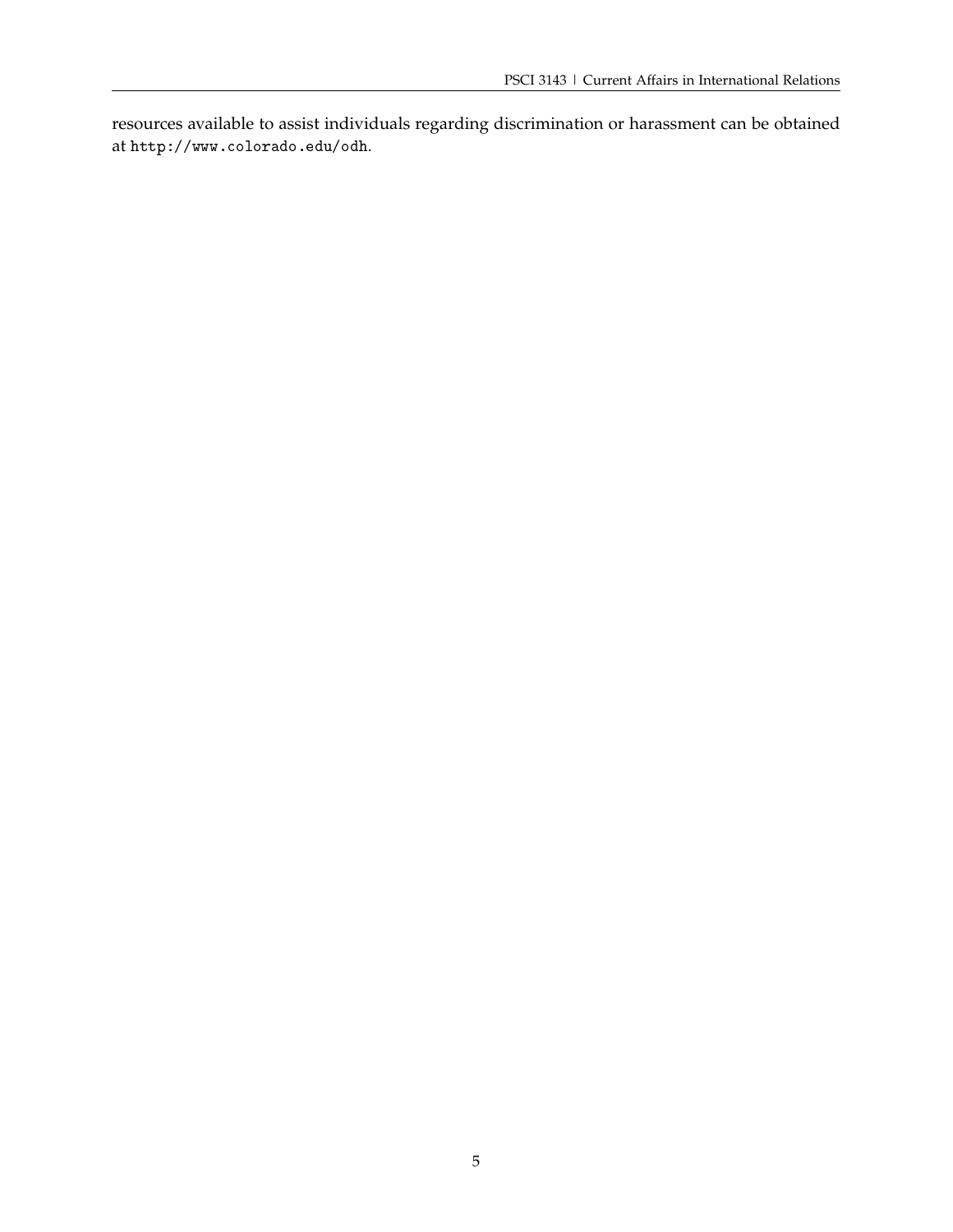resources available to assist individuals regarding discrimination or harassment can be obtained at `http://www.colorado.edu/odh`.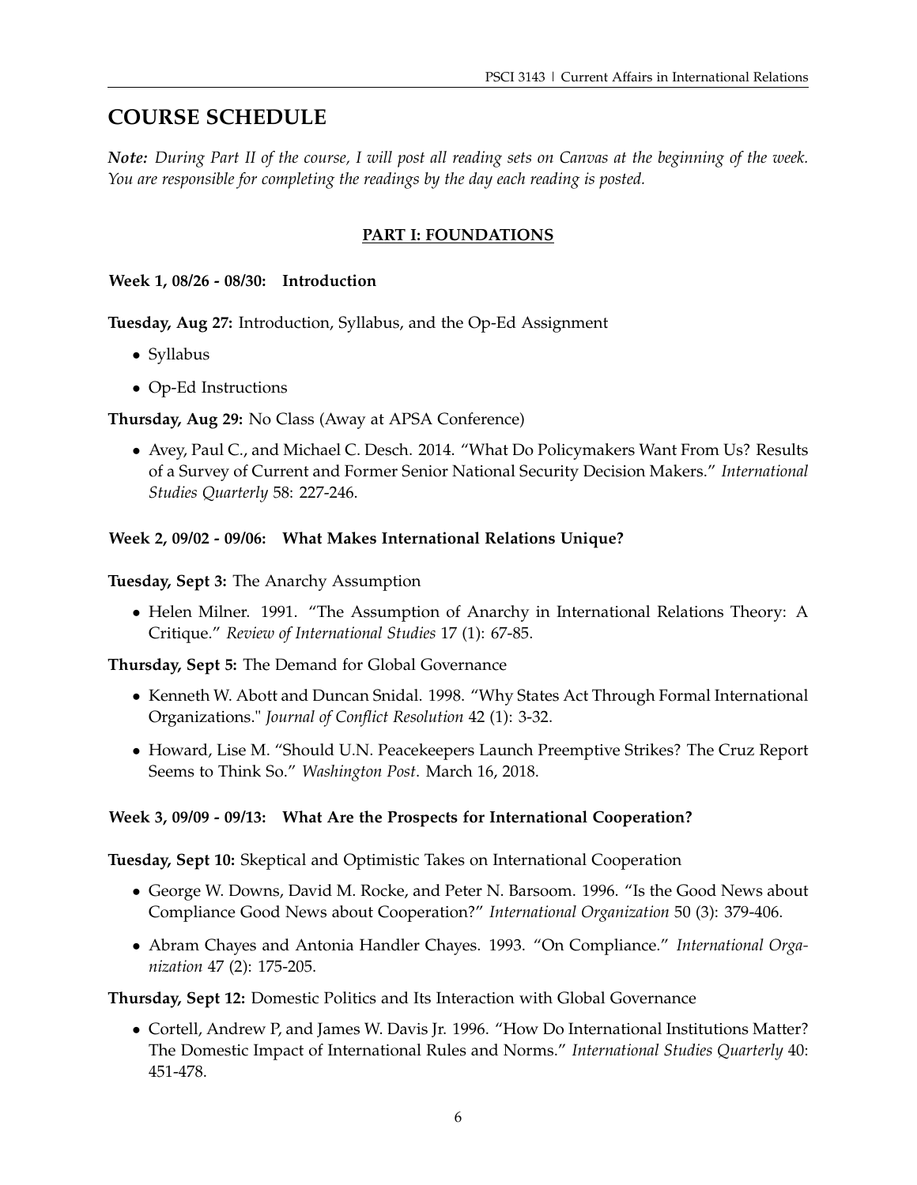# COURSE SCHEDULE

***Note:*** *During Part II of the course, I will post all reading sets on Canvas at the beginning of the week. You are responsible for completing the readings by the day each reading is posted.*

## PART I: FOUNDATIONS

### Week 1, 08/26 - 08/30: Introduction

**Tuesday, Aug 27:** Introduction, Syllabus, and the Op-Ed Assignment

- Syllabus
- Op-Ed Instructions

**Thursday, Aug 29:** No Class (Away at APSA Conference)

- Avey, Paul C., and Michael C. Desch. 2014. "What Do Policymakers Want From Us? Results of a Survey of Current and Former Senior National Security Decision Makers." *International Studies Quarterly* 58: 227-246.

### Week 2, 09/02 - 09/06: What Makes International Relations Unique?

**Tuesday, Sept 3:** The Anarchy Assumption

- Helen Milner. 1991. "The Assumption of Anarchy in International Relations Theory: A Critique." *Review of International Studies* 17 (1): 67-85.

**Thursday, Sept 5:** The Demand for Global Governance

- Kenneth W. Abott and Duncan Snidal. 1998. "Why States Act Through Formal International Organizations." *Journal of Conflict Resolution* 42 (1): 3-32.
- Howard, Lise M. "Should U.N. Peacekeepers Launch Preemptive Strikes? The Cruz Report Seems to Think So." *Washington Post*. March 16, 2018.

### Week 3, 09/09 - 09/13: What Are the Prospects for International Cooperation?

**Tuesday, Sept 10:** Skeptical and Optimistic Takes on International Cooperation

- George W. Downs, David M. Rocke, and Peter N. Barsoom. 1996. "Is the Good News about Compliance Good News about Cooperation?" *International Organization* 50 (3): 379-406.
- Abram Chayes and Antonia Handler Chayes. 1993. "On Compliance." *International Organization* 47 (2): 175-205.

**Thursday, Sept 12:** Domestic Politics and Its Interaction with Global Governance

- Cortell, Andrew P, and James W. Davis Jr. 1996. "How Do International Institutions Matter? The Domestic Impact of International Rules and Norms." *International Studies Quarterly* 40: 451-478.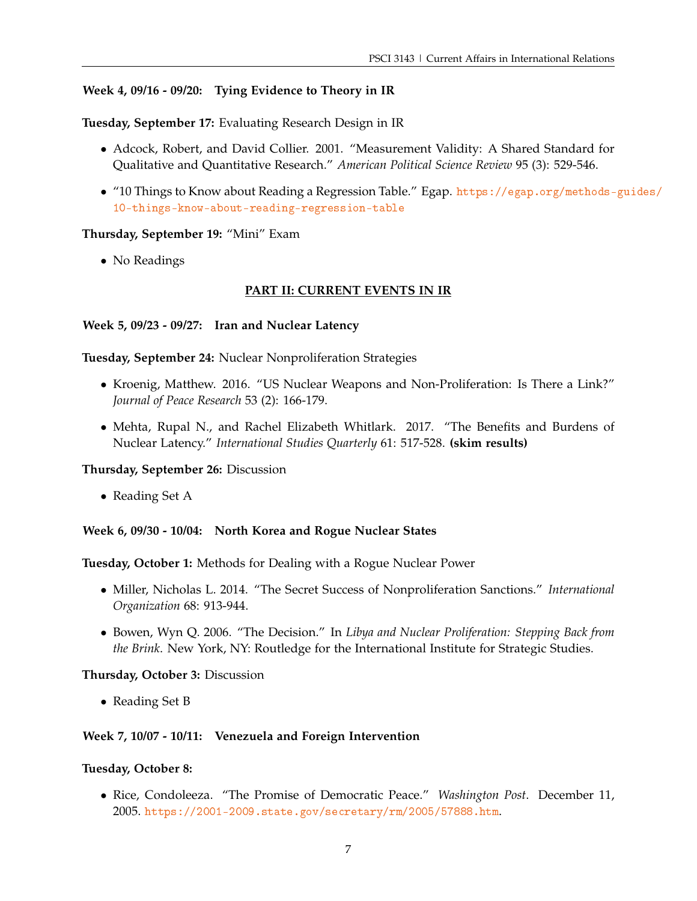**Week 4, 09/16 - 09/20: Tying Evidence to Theory in IR**

**Tuesday, September 17:** Evaluating Research Design in IR

- Adcock, Robert, and David Collier. 2001. "Measurement Validity: A Shared Standard for Qualitative and Quantitative Research." *American Political Science Review* 95 (3): 529-546.
- "10 Things to Know about Reading a Regression Table." Egap. https://egap.org/methods-guides/10-things-know-about-reading-regression-table

**Thursday, September 19:** "Mini" Exam

- No Readings

## PART II: CURRENT EVENTS IN IR

**Week 5, 09/23 - 09/27: Iran and Nuclear Latency**

**Tuesday, September 24:** Nuclear Nonproliferation Strategies

- Kroenig, Matthew. 2016. "US Nuclear Weapons and Non-Proliferation: Is There a Link?" *Journal of Peace Research* 53 (2): 166-179.
- Mehta, Rupal N., and Rachel Elizabeth Whitlark. 2017. "The Benefits and Burdens of Nuclear Latency." *International Studies Quarterly* 61: 517-528. **(skim results)**

**Thursday, September 26:** Discussion

- Reading Set A

**Week 6, 09/30 - 10/04: North Korea and Rogue Nuclear States**

**Tuesday, October 1:** Methods for Dealing with a Rogue Nuclear Power

- Miller, Nicholas L. 2014. "The Secret Success of Nonproliferation Sanctions." *International Organization* 68: 913-944.
- Bowen, Wyn Q. 2006. "The Decision." In *Libya and Nuclear Proliferation: Stepping Back from the Brink*. New York, NY: Routledge for the International Institute for Strategic Studies.

**Thursday, October 3:** Discussion

- Reading Set B

**Week 7, 10/07 - 10/11: Venezuela and Foreign Intervention**

**Tuesday, October 8:**

- Rice, Condoleeza. "The Promise of Democratic Peace." *Washington Post*. December 11, 2005. https://2001-2009.state.gov/secretary/rm/2005/57888.htm.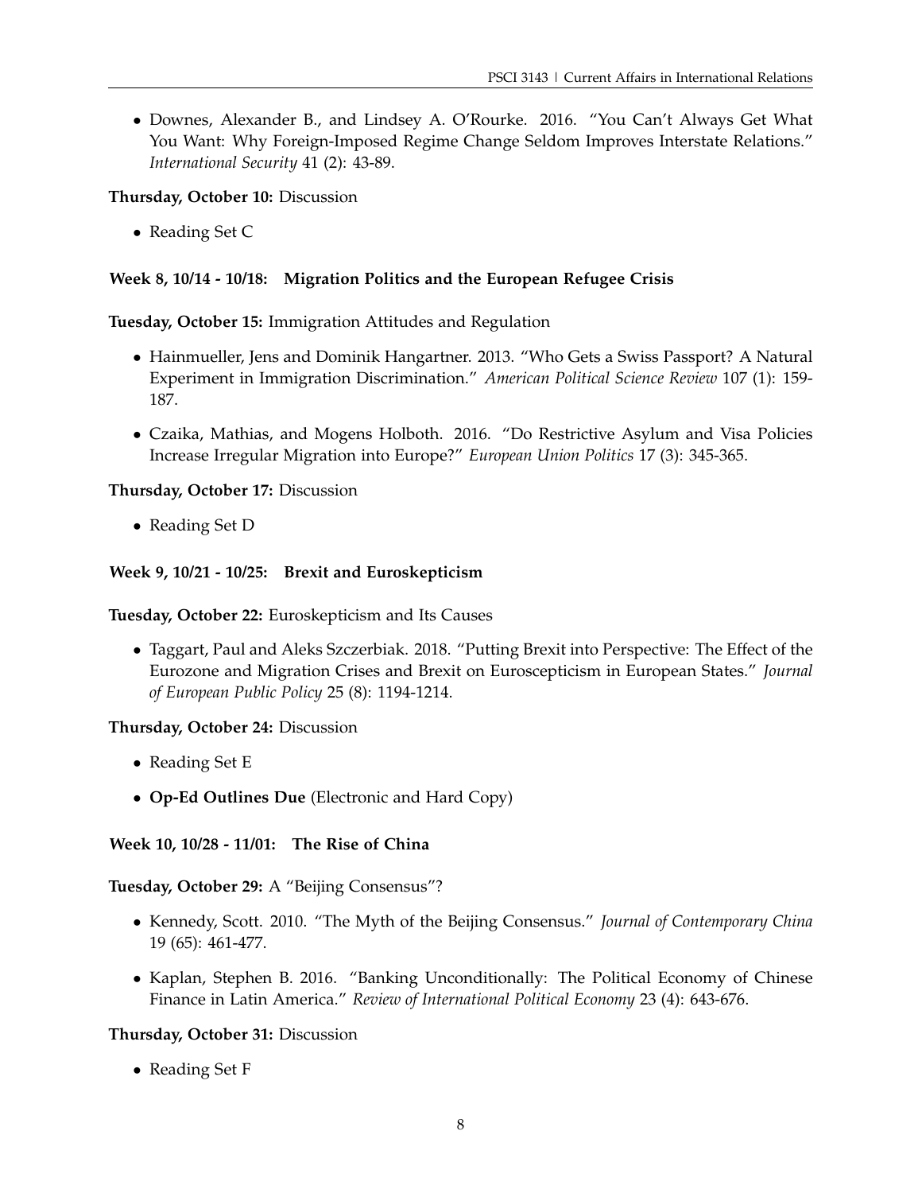- Downes, Alexander B., and Lindsey A. O'Rourke. 2016. "You Can't Always Get What You Want: Why Foreign-Imposed Regime Change Seldom Improves Interstate Relations." *International Security* 41 (2): 43-89.

**Thursday, October 10:** Discussion

- Reading Set C

### Week 8, 10/14 - 10/18: Migration Politics and the European Refugee Crisis

**Tuesday, October 15:** Immigration Attitudes and Regulation

- Hainmueller, Jens and Dominik Hangartner. 2013. "Who Gets a Swiss Passport? A Natural Experiment in Immigration Discrimination." *American Political Science Review* 107 (1): 159-187.
- Czaika, Mathias, and Mogens Holboth. 2016. "Do Restrictive Asylum and Visa Policies Increase Irregular Migration into Europe?" *European Union Politics* 17 (3): 345-365.

**Thursday, October 17:** Discussion

- Reading Set D

### Week 9, 10/21 - 10/25: Brexit and Euroskepticism

**Tuesday, October 22:** Euroskepticism and Its Causes

- Taggart, Paul and Aleks Szczerbiak. 2018. "Putting Brexit into Perspective: The Effect of the Eurozone and Migration Crises and Brexit on Euroscepticism in European States." *Journal of European Public Policy* 25 (8): 1194-1214.

**Thursday, October 24:** Discussion

- Reading Set E
- **Op-Ed Outlines Due** (Electronic and Hard Copy)

### Week 10, 10/28 - 11/01: The Rise of China

**Tuesday, October 29:** A "Beijing Consensus"?

- Kennedy, Scott. 2010. "The Myth of the Beijing Consensus." *Journal of Contemporary China* 19 (65): 461-477.
- Kaplan, Stephen B. 2016. "Banking Unconditionally: The Political Economy of Chinese Finance in Latin America." *Review of International Political Economy* 23 (4): 643-676.

**Thursday, October 31:** Discussion

- Reading Set F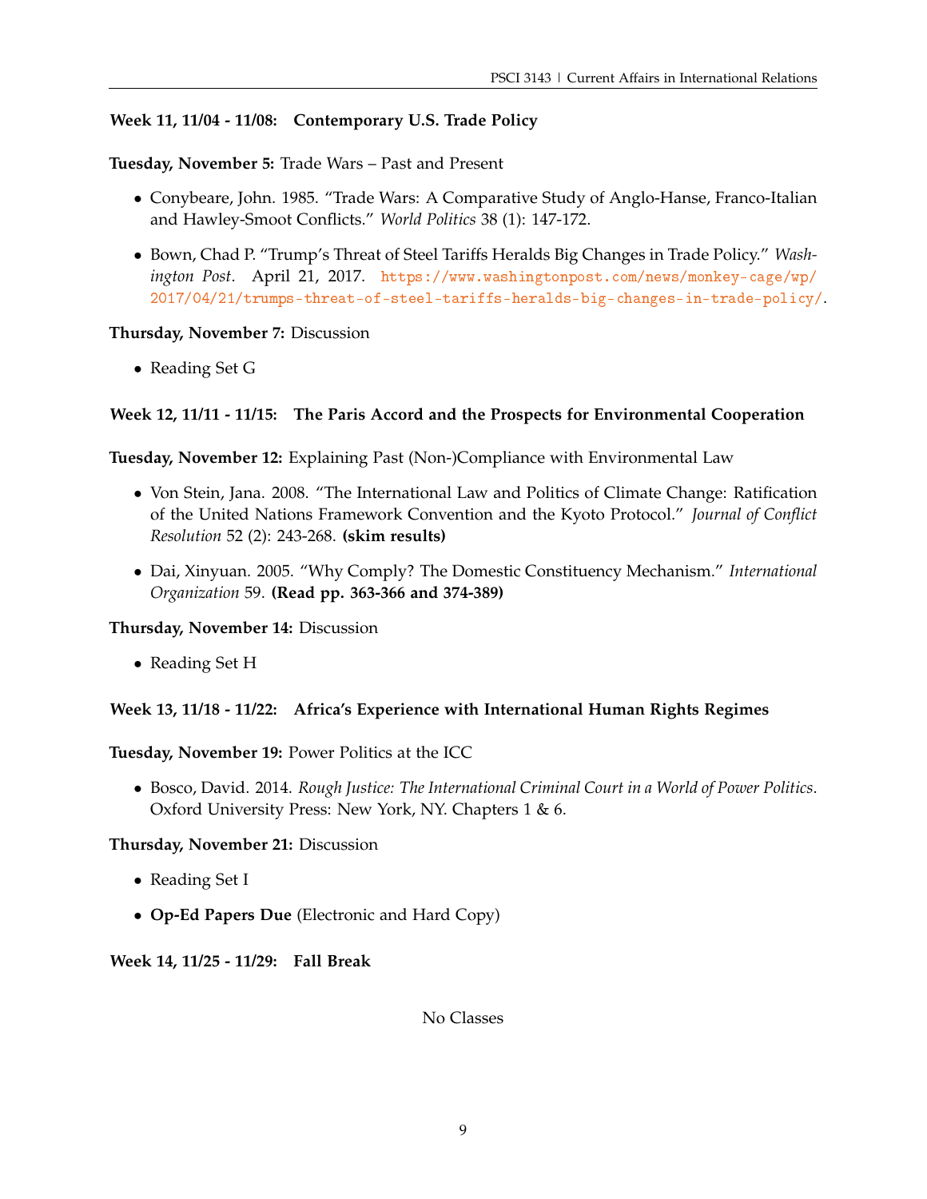**Week 11, 11/04 - 11/08: Contemporary U.S. Trade Policy**

**Tuesday, November 5:** Trade Wars – Past and Present

- Conybeare, John. 1985. "Trade Wars: A Comparative Study of Anglo-Hanse, Franco-Italian and Hawley-Smoot Conflicts." *World Politics* 38 (1): 147-172.
- Bown, Chad P. "Trump's Threat of Steel Tariffs Heralds Big Changes in Trade Policy." *Washington Post*. April 21, 2017. https://www.washingtonpost.com/news/monkey-cage/wp/2017/04/21/trumps-threat-of-steel-tariffs-heralds-big-changes-in-trade-policy/.

**Thursday, November 7:** Discussion

- Reading Set G

**Week 12, 11/11 - 11/15: The Paris Accord and the Prospects for Environmental Cooperation**

**Tuesday, November 12:** Explaining Past (Non-)Compliance with Environmental Law

- Von Stein, Jana. 2008. "The International Law and Politics of Climate Change: Ratification of the United Nations Framework Convention and the Kyoto Protocol." *Journal of Conflict Resolution* 52 (2): 243-268. **(skim results)**
- Dai, Xinyuan. 2005. "Why Comply? The Domestic Constituency Mechanism." *International Organization* 59. **(Read pp. 363-366 and 374-389)**

**Thursday, November 14:** Discussion

- Reading Set H

**Week 13, 11/18 - 11/22: Africa's Experience with International Human Rights Regimes**

**Tuesday, November 19:** Power Politics at the ICC

- Bosco, David. 2014. *Rough Justice: The International Criminal Court in a World of Power Politics*. Oxford University Press: New York, NY. Chapters 1 & 6.

**Thursday, November 21:** Discussion

- Reading Set I
- **Op-Ed Papers Due** (Electronic and Hard Copy)

**Week 14, 11/25 - 11/29: Fall Break**

No Classes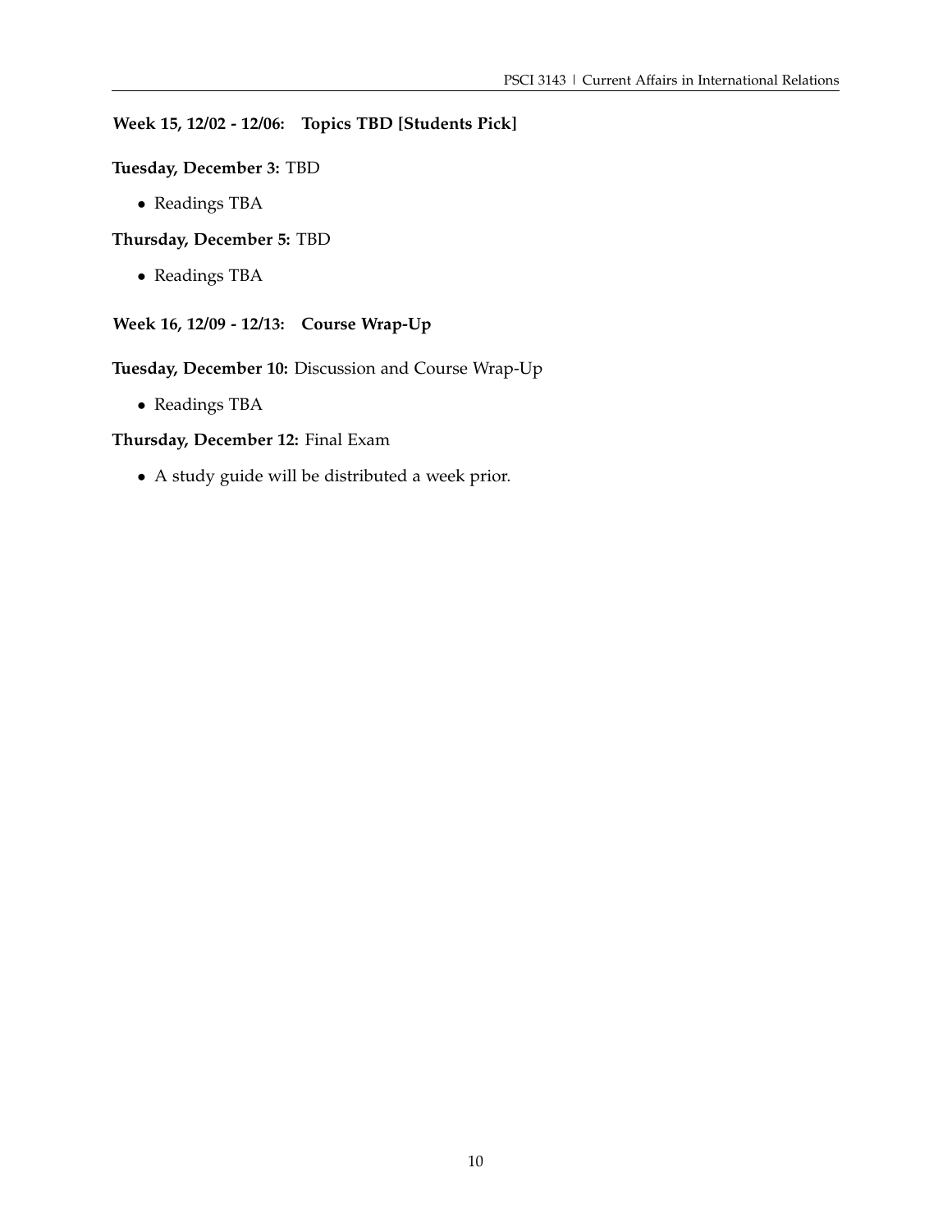**Week 15, 12/02 - 12/06: Topics TBD [Students Pick]**

**Tuesday, December 3:** TBD

- Readings TBA

**Thursday, December 5:** TBD

- Readings TBA

**Week 16, 12/09 - 12/13: Course Wrap-Up**

**Tuesday, December 10:** Discussion and Course Wrap-Up

- Readings TBA

**Thursday, December 12:** Final Exam

- A study guide will be distributed a week prior.